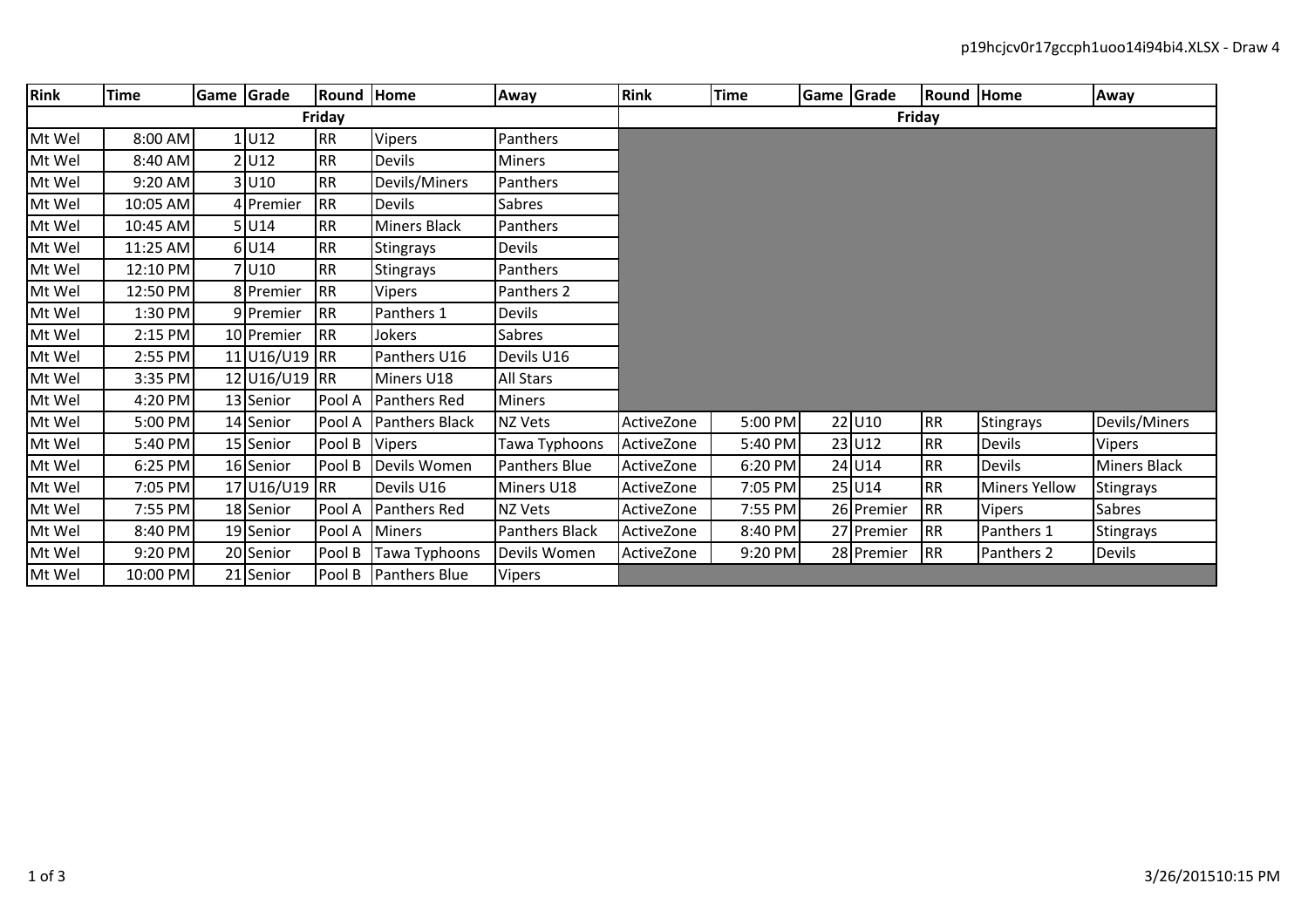| Rink | Time | Game | Grade | Round | Home | Away | Rink | Time | Game | Grade | Round | Home | Away |
|---|---|---|---|---|---|---|---|---|---|---|---|---|---|
| Friday | | | | | | | Friday | | | | | | |
| Mt Wel | 8:00 AM | 1 | U12 | RR | Vipers | Panthers | | | | | | | |
| Mt Wel | 8:40 AM | 2 | U12 | RR | Devils | Miners | | | | | | | |
| Mt Wel | 9:20 AM | 3 | U10 | RR | Devils/Miners | Panthers | | | | | | | |
| Mt Wel | 10:05 AM | 4 | Premier | RR | Devils | Sabres | | | | | | | |
| Mt Wel | 10:45 AM | 5 | U14 | RR | Miners Black | Panthers | | | | | | | |
| Mt Wel | 11:25 AM | 6 | U14 | RR | Stingrays | Devils | | | | | | | |
| Mt Wel | 12:10 PM | 7 | U10 | RR | Stingrays | Panthers | | | | | | | |
| Mt Wel | 12:50 PM | 8 | Premier | RR | Vipers | Panthers 2 | | | | | | | |
| Mt Wel | 1:30 PM | 9 | Premier | RR | Panthers 1 | Devils | | | | | | | |
| Mt Wel | 2:15 PM | 10 | Premier | RR | Jokers | Sabres | | | | | | | |
| Mt Wel | 2:55 PM | 11 | U16/U19 | RR | Panthers U16 | Devils U16 | | | | | | | |
| Mt Wel | 3:35 PM | 12 | U16/U19 | RR | Miners U18 | All Stars | | | | | | | |
| Mt Wel | 4:20 PM | 13 | Senior | Pool A | Panthers Red | Miners | | | | | | | |
| Mt Wel | 5:00 PM | 14 | Senior | Pool A | Panthers Black | NZ Vets | ActiveZone | 5:00 PM | 22 | U10 | RR | Stingrays | Devils/Miners |
| Mt Wel | 5:40 PM | 15 | Senior | Pool B | Vipers | Tawa Typhoons | ActiveZone | 5:40 PM | 23 | U12 | RR | Devils | Vipers |
| Mt Wel | 6:25 PM | 16 | Senior | Pool B | Devils Women | Panthers Blue | ActiveZone | 6:20 PM | 24 | U14 | RR | Devils | Miners Black |
| Mt Wel | 7:05 PM | 17 | U16/U19 | RR | Devils U16 | Miners U18 | ActiveZone | 7:05 PM | 25 | U14 | RR | Miners Yellow | Stingrays |
| Mt Wel | 7:55 PM | 18 | Senior | Pool A | Panthers Red | NZ Vets | ActiveZone | 7:55 PM | 26 | Premier | RR | Vipers | Sabres |
| Mt Wel | 8:40 PM | 19 | Senior | Pool A | Miners | Panthers Black | ActiveZone | 8:40 PM | 27 | Premier | RR | Panthers 1 | Stingrays |
| Mt Wel | 9:20 PM | 20 | Senior | Pool B | Tawa Typhoons | Devils Women | ActiveZone | 9:20 PM | 28 | Premier | RR | Panthers 2 | Devils |
| Mt Wel | 10:00 PM | 21 | Senior | Pool B | Panthers Blue | Vipers | | | | | | | |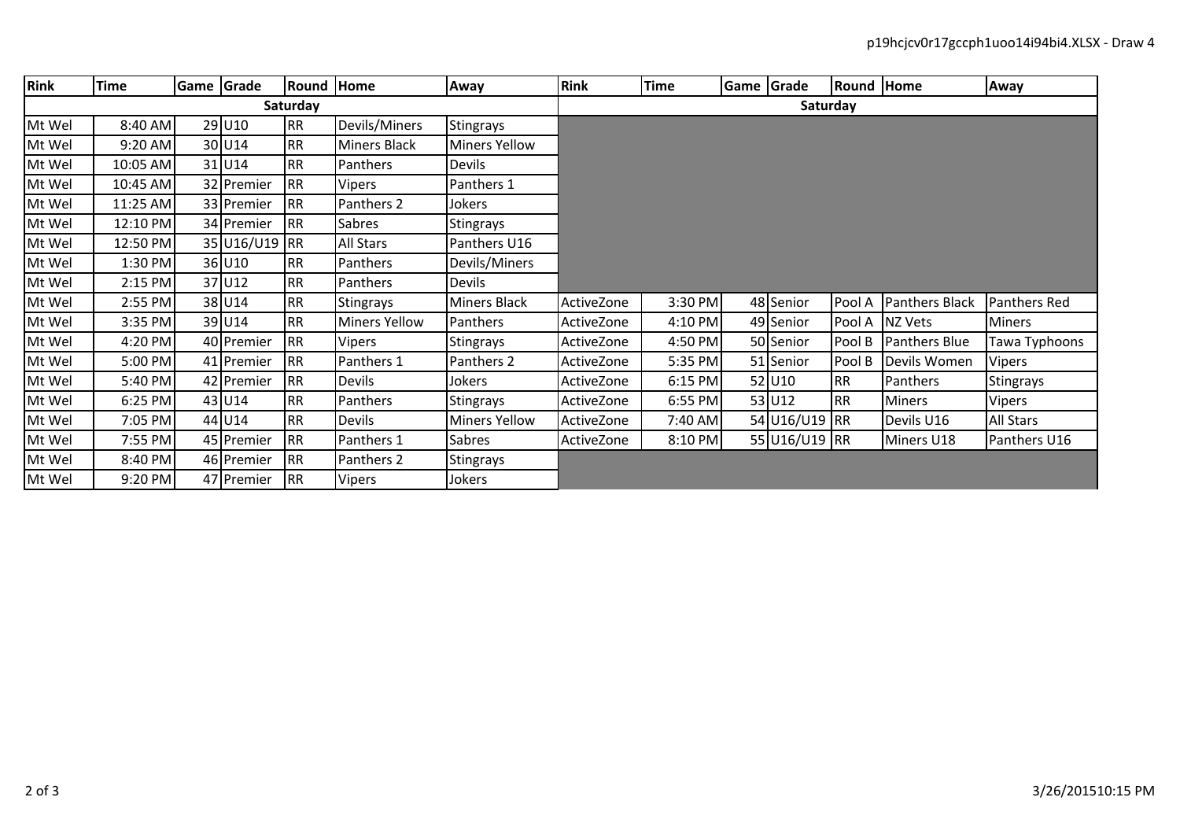| Rink | Time | Game | Grade | Round | Home | Away | Rink | Time | Game | Grade | Round | Home | Away |
|---|---|---|---|---|---|---|---|---|---|---|---|---|---|
| Saturday | | | | | | | Saturday | | | | | | |
| Mt Wel | 8:40 AM | 29 | U10 | RR | Devils/Miners | Stingrays | | | | | | | |
| Mt Wel | 9:20 AM | 30 | U14 | RR | Miners Black | Miners Yellow | | | | | | | |
| Mt Wel | 10:05 AM | 31 | U14 | RR | Panthers | Devils | | | | | | | |
| Mt Wel | 10:45 AM | 32 | Premier | RR | Vipers | Panthers 1 | | | | | | | |
| Mt Wel | 11:25 AM | 33 | Premier | RR | Panthers 2 | Jokers | | | | | | | |
| Mt Wel | 12:10 PM | 34 | Premier | RR | Sabres | Stingrays | | | | | | | |
| Mt Wel | 12:50 PM | 35 | U16/U19 | RR | All Stars | Panthers U16 | | | | | | | |
| Mt Wel | 1:30 PM | 36 | U10 | RR | Panthers | Devils/Miners | | | | | | | |
| Mt Wel | 2:15 PM | 37 | U12 | RR | Panthers | Devils | | | | | | | |
| Mt Wel | 2:55 PM | 38 | U14 | RR | Stingrays | Miners Black | ActiveZone | 3:30 PM | 48 | Senior | Pool A | Panthers Black | Panthers Red |
| Mt Wel | 3:35 PM | 39 | U14 | RR | Miners Yellow | Panthers | ActiveZone | 4:10 PM | 49 | Senior | Pool A | NZ Vets | Miners |
| Mt Wel | 4:20 PM | 40 | Premier | RR | Vipers | Stingrays | ActiveZone | 4:50 PM | 50 | Senior | Pool B | Panthers Blue | Tawa Typhoons |
| Mt Wel | 5:00 PM | 41 | Premier | RR | Panthers 1 | Panthers 2 | ActiveZone | 5:35 PM | 51 | Senior | Pool B | Devils Women | Vipers |
| Mt Wel | 5:40 PM | 42 | Premier | RR | Devils | Jokers | ActiveZone | 6:15 PM | 52 | U10 | RR | Panthers | Stingrays |
| Mt Wel | 6:25 PM | 43 | U14 | RR | Panthers | Stingrays | ActiveZone | 6:55 PM | 53 | U12 | RR | Miners | Vipers |
| Mt Wel | 7:05 PM | 44 | U14 | RR | Devils | Miners Yellow | ActiveZone | 7:40 AM | 54 | U16/U19 | RR | Devils U16 | All Stars |
| Mt Wel | 7:55 PM | 45 | Premier | RR | Panthers 1 | Sabres | ActiveZone | 8:10 PM | 55 | U16/U19 | RR | Miners U18 | Panthers U16 |
| Mt Wel | 8:40 PM | 46 | Premier | RR | Panthers 2 | Stingrays | | | | | | | |
| Mt Wel | 9:20 PM | 47 | Premier | RR | Vipers | Jokers | | | | | | | |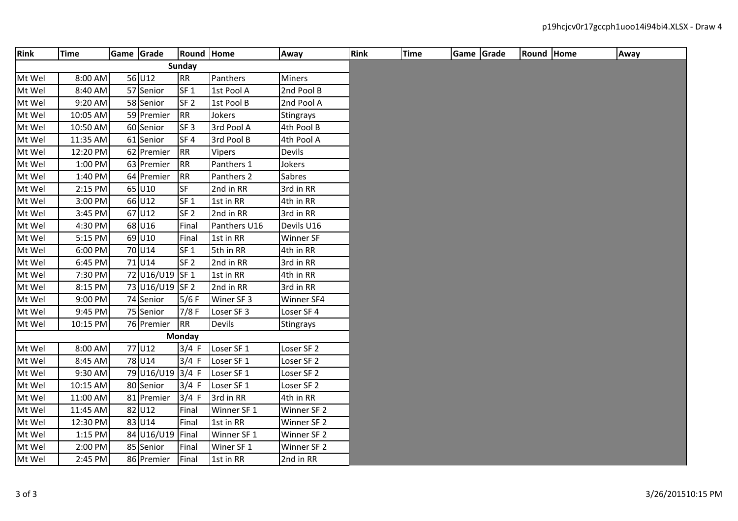| Rink | Time | Game | Grade | Round | Home | Away | Rink | Time | Game | Grade | Round | Home | Away |
|---|---|---|---|---|---|---|---|---|---|---|---|---|---|
| | | | Sunday | | | | | | | | | | |
| Mt Wel | 8:00 AM | 56 | U12 | RR | Panthers | Miners | | | | | | | |
| Mt Wel | 8:40 AM | 57 | Senior | SF 1 | 1st Pool A | 2nd Pool B | | | | | | | |
| Mt Wel | 9:20 AM | 58 | Senior | SF 2 | 1st Pool B | 2nd Pool A | | | | | | | |
| Mt Wel | 10:05 AM | 59 | Premier | RR | Jokers | Stingrays | | | | | | | |
| Mt Wel | 10:50 AM | 60 | Senior | SF 3 | 3rd Pool A | 4th Pool B | | | | | | | |
| Mt Wel | 11:35 AM | 61 | Senior | SF 4 | 3rd Pool B | 4th Pool A | | | | | | | |
| Mt Wel | 12:20 PM | 62 | Premier | RR | Vipers | Devils | | | | | | | |
| Mt Wel | 1:00 PM | 63 | Premier | RR | Panthers 1 | Jokers | | | | | | | |
| Mt Wel | 1:40 PM | 64 | Premier | RR | Panthers 2 | Sabres | | | | | | | |
| Mt Wel | 2:15 PM | 65 | U10 | SF | 2nd in RR | 3rd in RR | | | | | | | |
| Mt Wel | 3:00 PM | 66 | U12 | SF 1 | 1st in RR | 4th in RR | | | | | | | |
| Mt Wel | 3:45 PM | 67 | U12 | SF 2 | 2nd in RR | 3rd in RR | | | | | | | |
| Mt Wel | 4:30 PM | 68 | U16 | Final | Panthers U16 | Devils U16 | | | | | | | |
| Mt Wel | 5:15 PM | 69 | U10 | Final | 1st in RR | Winner SF | | | | | | | |
| Mt Wel | 6:00 PM | 70 | U14 | SF 1 | 5th in RR | 4th in RR | | | | | | | |
| Mt Wel | 6:45 PM | 71 | U14 | SF 2 | 2nd in RR | 3rd in RR | | | | | | | |
| Mt Wel | 7:30 PM | 72 | U16/U19 | SF 1 | 1st in RR | 4th in RR | | | | | | | |
| Mt Wel | 8:15 PM | 73 | U16/U19 | SF 2 | 2nd in RR | 3rd in RR | | | | | | | |
| Mt Wel | 9:00 PM | 74 | Senior | 5/6 F | Winer SF 3 | Winner SF4 | | | | | | | |
| Mt Wel | 9:45 PM | 75 | Senior | 7/8 F | Loser SF 3 | Loser SF 4 | | | | | | | |
| Mt Wel | 10:15 PM | 76 | Premier | RR | Devils | Stingrays | | | | | | | |
| | | | Monday | | | | | | | | | | |
| Mt Wel | 8:00 AM | 77 | U12 | 3/4 F | Loser SF 1 | Loser SF 2 | | | | | | | |
| Mt Wel | 8:45 AM | 78 | U14 | 3/4 F | Loser SF 1 | Loser SF 2 | | | | | | | |
| Mt Wel | 9:30 AM | 79 | U16/U19 | 3/4 F | Loser SF 1 | Loser SF 2 | | | | | | | |
| Mt Wel | 10:15 AM | 80 | Senior | 3/4 F | Loser SF 1 | Loser SF 2 | | | | | | | |
| Mt Wel | 11:00 AM | 81 | Premier | 3/4 F | 3rd in RR | 4th in RR | | | | | | | |
| Mt Wel | 11:45 AM | 82 | U12 | Final | Winner SF 1 | Winner SF 2 | | | | | | | |
| Mt Wel | 12:30 PM | 83 | U14 | Final | 1st in RR | Winner SF 2 | | | | | | | |
| Mt Wel | 1:15 PM | 84 | U16/U19 | Final | Winner SF 1 | Winner SF 2 | | | | | | | |
| Mt Wel | 2:00 PM | 85 | Senior | Final | Winer SF 1 | Winner SF 2 | | | | | | | |
| Mt Wel | 2:45 PM | 86 | Premier | Final | 1st in RR | 2nd in RR | | | | | | | |